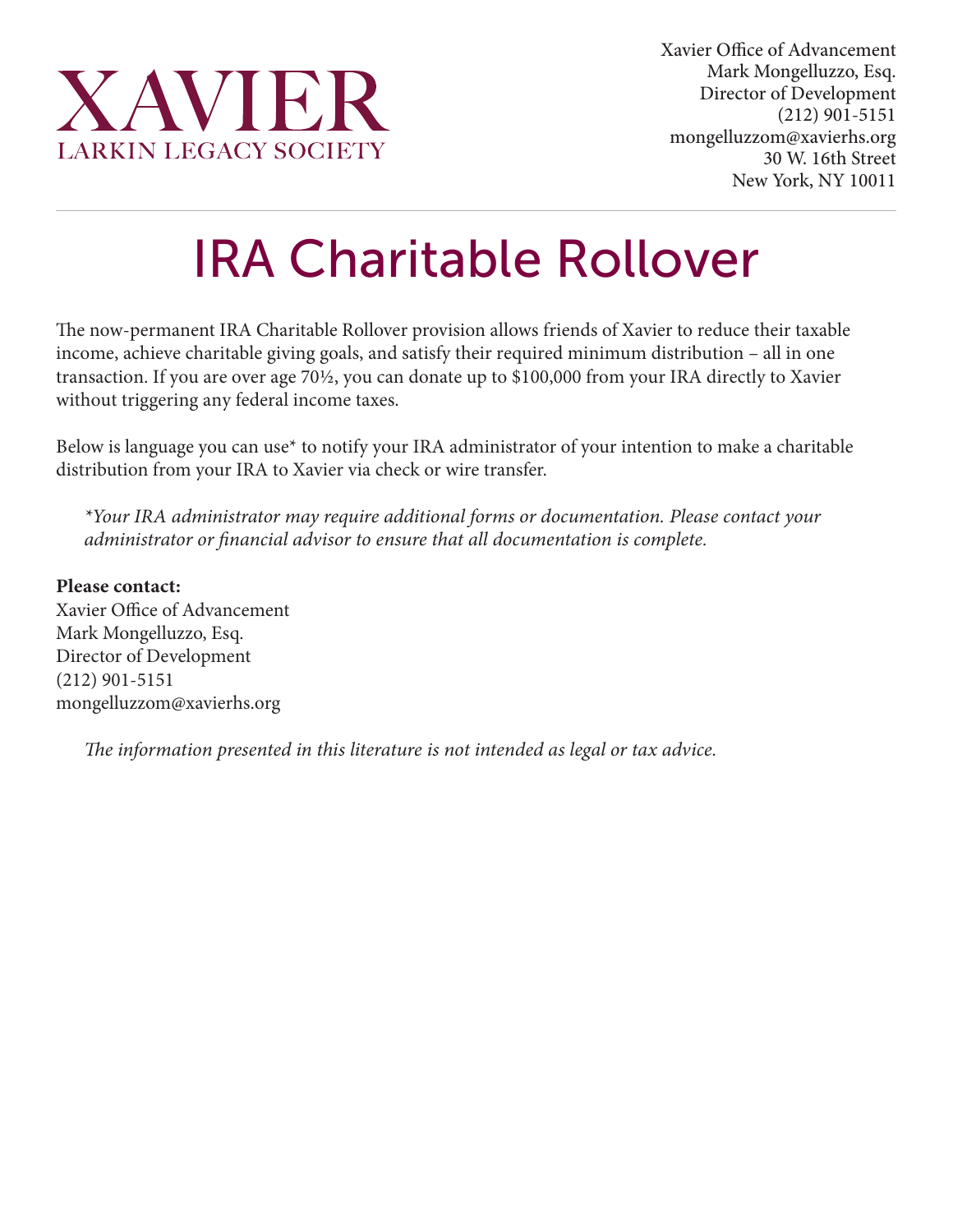# XAVIER
LARKIN LEGACY SOCIETY

Xavier Office of Advancement
Mark Mongelluzzo, Esq.
Director of Development
(212) 901-5151
mongelluzzom@xavierhs.org
30 W. 16th Street
New York, NY 10011

# IRA Charitable Rollover

The now-permanent IRA Charitable Rollover provision allows friends of Xavier to reduce their taxable income, achieve charitable giving goals, and satisfy their required minimum distribution – all in one transaction. If you are over age 70½, you can donate up to $100,000 from your IRA directly to Xavier without triggering any federal income taxes.

Below is language you can use* to notify your IRA administrator of your intention to make a charitable distribution from your IRA to Xavier via check or wire transfer.

> *\*Your IRA administrator may require additional forms or documentation. Please contact your administrator or financial advisor to ensure that all documentation is complete.*

**Please contact:**
Xavier Office of Advancement
Mark Mongelluzzo, Esq.
Director of Development
(212) 901-5151
mongelluzzom@xavierhs.org

> *The information presented in this literature is not intended as legal or tax advice.*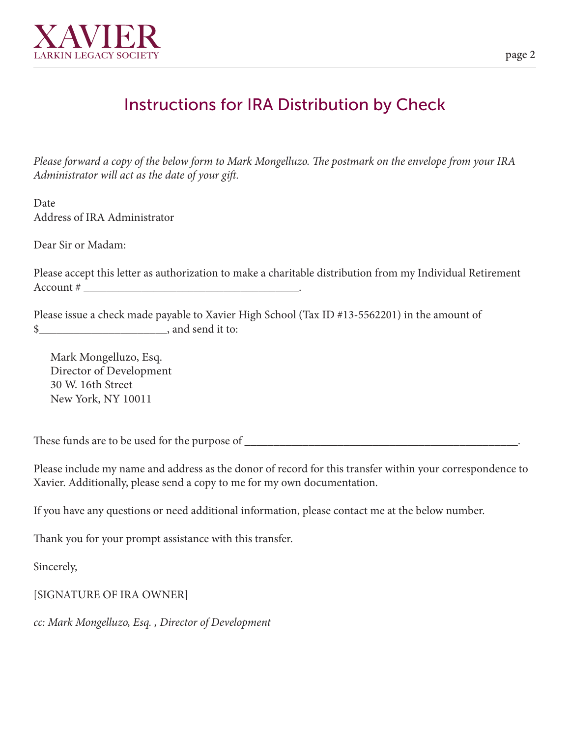# Instructions for IRA Distribution by Check

*Please forward a copy of the below form to Mark Mongelluzo. The postmark on the envelope from your IRA Administrator will act as the date of your gift.*

Date
Address of IRA Administrator

Dear Sir or Madam:

Please accept this letter as authorization to make a charitable distribution from my Individual Retirement Account # ______________________________________.

Please issue a check made payable to Xavier High School (Tax ID #13-5562201) in the amount of $______________________, and send it to:

> Mark Mongelluzo, Esq.
> Director of Development
> 30 W. 16th Street
> New York, NY 10011

These funds are to be used for the purpose of ________________________________________________.

Please include my name and address as the donor of record for this transfer within your correspondence to Xavier. Additionally, please send a copy to me for my own documentation.

If you have any questions or need additional information, please contact me at the below number.

Thank you for your prompt assistance with this transfer.

Sincerely,

[SIGNATURE OF IRA OWNER]

*cc: Mark Mongelluzo, Esq. , Director of Development*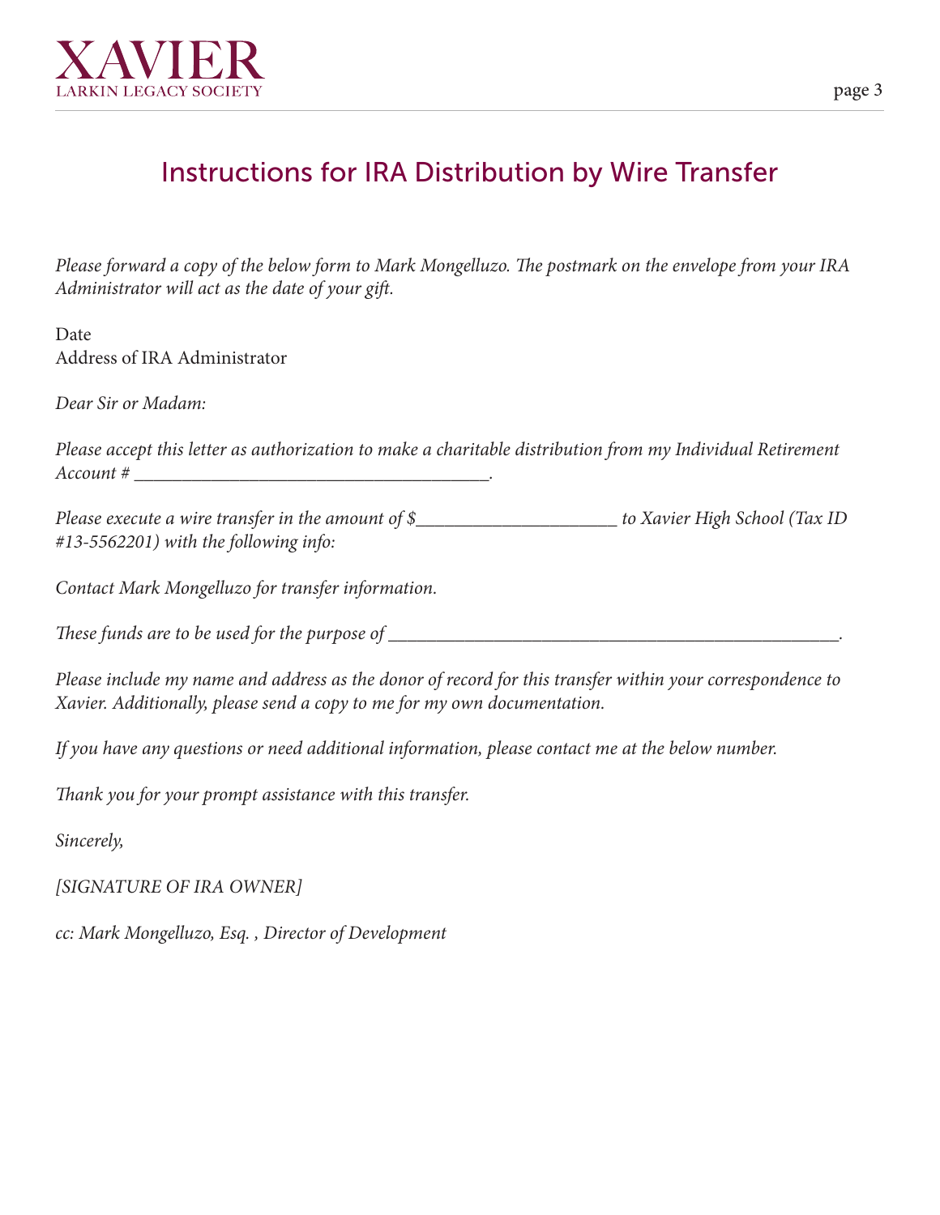# Instructions for IRA Distribution by Wire Transfer

*Please forward a copy of the below form to Mark Mongelluzo. The postmark on the envelope from your IRA Administrator will act as the date of your gift.*

Date
Address of IRA Administrator

*Dear Sir or Madam:*

*Please accept this letter as authorization to make a charitable distribution from my Individual Retirement Account # \_\_\_\_\_\_\_\_\_\_\_\_\_\_\_\_\_\_\_\_\_\_\_\_\_\_\_\_\_\_\_\_\_\_\_\_\_\_\_.*

*Please execute a wire transfer in the amount of $\_\_\_\_\_\_\_\_\_\_\_\_\_\_\_\_\_\_\_\_\_ to Xavier High School (Tax ID #13-5562201) with the following info:*

*Contact Mark Mongelluzo for transfer information.*

*These funds are to be used for the purpose of \_\_\_\_\_\_\_\_\_\_\_\_\_\_\_\_\_\_\_\_\_\_\_\_\_\_\_\_\_\_\_\_\_\_\_\_\_\_\_\_\_\_\_\_\_\_\_\_\_.*

*Please include my name and address as the donor of record for this transfer within your correspondence to Xavier. Additionally, please send a copy to me for my own documentation.*

*If you have any questions or need additional information, please contact me at the below number.*

*Thank you for your prompt assistance with this transfer.*

*Sincerely,*

*[SIGNATURE OF IRA OWNER]*

*cc: Mark Mongelluzo, Esq. , Director of Development*